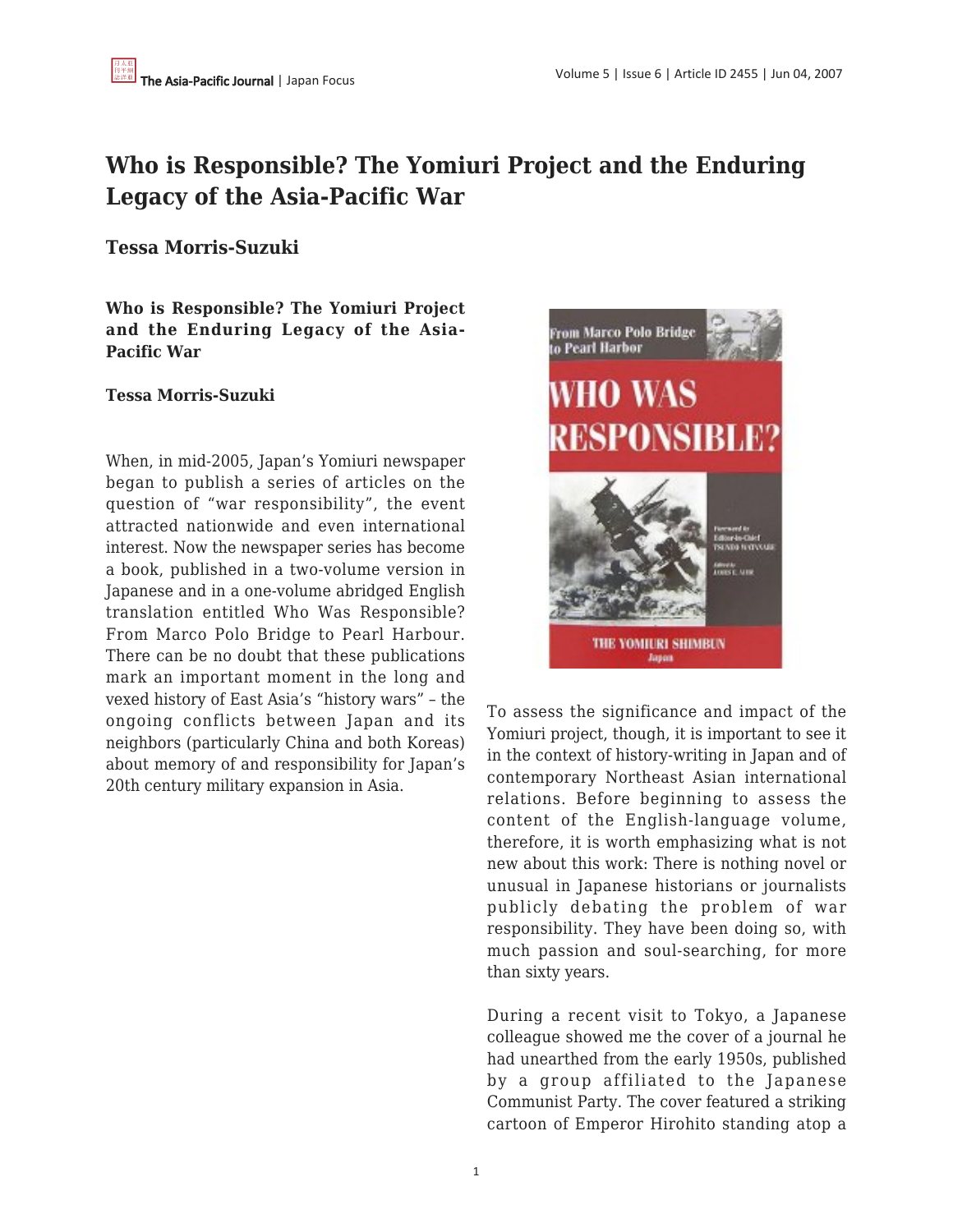# Who is Responsible? The Yomiuri Project and the Enduring Legacy of the Asia-Pacific War

## Tessa Morris-Suzuki

**Who is Responsible? The Yomiuri Project and the Enduring Legacy of the Asia-Pacific War**

**Tessa Morris-Suzuki**

When, in mid-2005, Japan's Yomiuri newspaper began to publish a series of articles on the question of "war responsibility", the event attracted nationwide and even international interest. Now the newspaper series has become a book, published in a two-volume version in Japanese and in a one-volume abridged English translation entitled Who Was Responsible? From Marco Polo Bridge to Pearl Harbour. There can be no doubt that these publications mark an important moment in the long and vexed history of East Asia's "history wars" – the ongoing conflicts between Japan and its neighbors (particularly China and both Koreas) about memory of and responsibility for Japan's 20th century military expansion in Asia.

To assess the significance and impact of the Yomiuri project, though, it is important to see it in the context of history-writing in Japan and of contemporary Northeast Asian international relations. Before beginning to assess the content of the English-language volume, therefore, it is worth emphasizing what is not new about this work: There is nothing novel or unusual in Japanese historians or journalists publicly debating the problem of war responsibility. They have been doing so, with much passion and soul-searching, for more than sixty years.

During a recent visit to Tokyo, a Japanese colleague showed me the cover of a journal he had unearthed from the early 1950s, published by a group affiliated to the Japanese Communist Party. The cover featured a striking cartoon of Emperor Hirohito standing atop a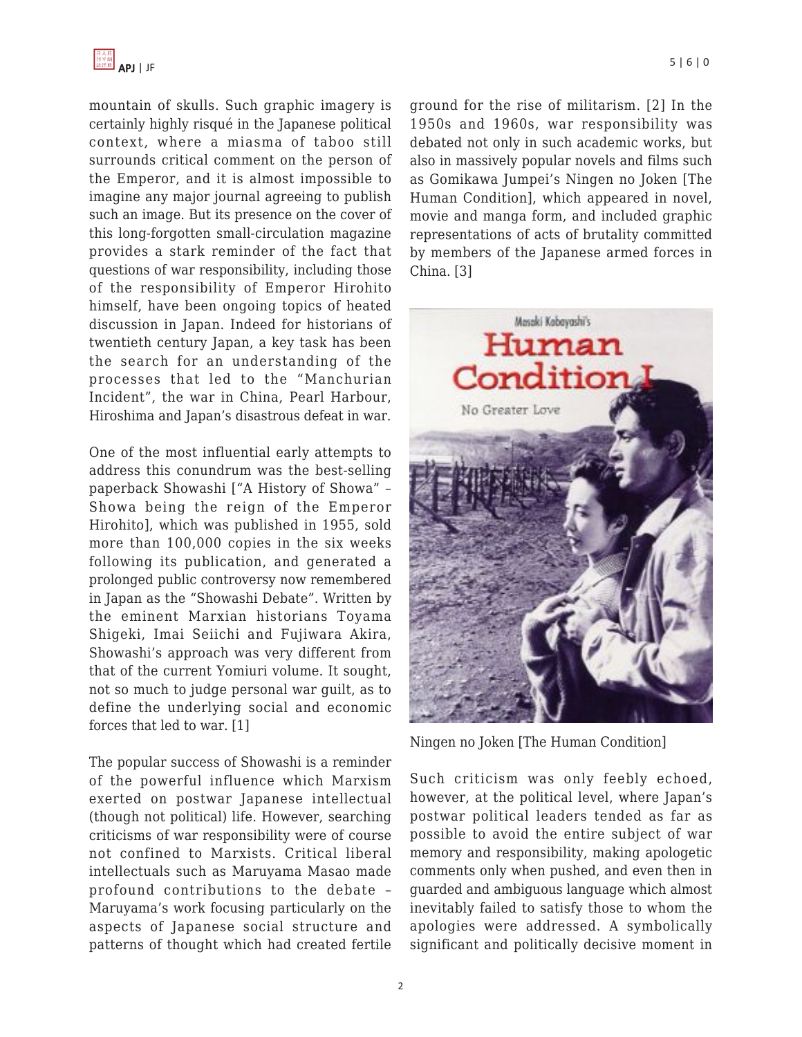mountain of skulls. Such graphic imagery is certainly highly risqué in the Japanese political context, where a miasma of taboo still surrounds critical comment on the person of the Emperor, and it is almost impossible to imagine any major journal agreeing to publish such an image. But its presence on the cover of this long-forgotten small-circulation magazine provides a stark reminder of the fact that questions of war responsibility, including those of the responsibility of Emperor Hirohito himself, have been ongoing topics of heated discussion in Japan. Indeed for historians of twentieth century Japan, a key task has been the search for an understanding of the processes that led to the "Manchurian Incident", the war in China, Pearl Harbour, Hiroshima and Japan's disastrous defeat in war.

One of the most influential early attempts to address this conundrum was the best-selling paperback Showashi ["A History of Showa" – Showa being the reign of the Emperor Hirohito], which was published in 1955, sold more than 100,000 copies in the six weeks following its publication, and generated a prolonged public controversy now remembered in Japan as the "Showashi Debate". Written by the eminent Marxian historians Toyama Shigeki, Imai Seiichi and Fujiwara Akira, Showashi's approach was very different from that of the current Yomiuri volume. It sought, not so much to judge personal war guilt, as to define the underlying social and economic forces that led to war. [1]

The popular success of Showashi is a reminder of the powerful influence which Marxism exerted on postwar Japanese intellectual (though not political) life. However, searching criticisms of war responsibility were of course not confined to Marxists. Critical liberal intellectuals such as Maruyama Masao made profound contributions to the debate – Maruyama's work focusing particularly on the aspects of Japanese social structure and patterns of thought which had created fertile ground for the rise of militarism. [2] In the 1950s and 1960s, war responsibility was debated not only in such academic works, but also in massively popular novels and films such as Gomikawa Jumpei's Ningen no Joken [The Human Condition], which appeared in novel, movie and manga form, and included graphic representations of acts of brutality committed by members of the Japanese armed forces in China. [3]

Ningen no Joken [The Human Condition]

Such criticism was only feebly echoed, however, at the political level, where Japan's postwar political leaders tended as far as possible to avoid the entire subject of war memory and responsibility, making apologetic comments only when pushed, and even then in guarded and ambiguous language which almost inevitably failed to satisfy those to whom the apologies were addressed. A symbolically significant and politically decisive moment in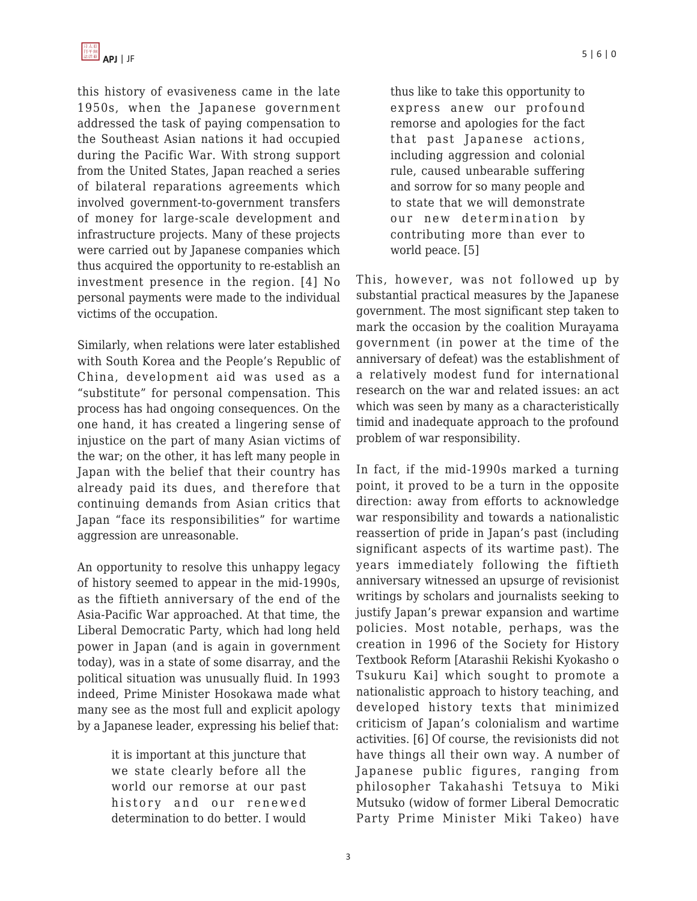this history of evasiveness came in the late 1950s, when the Japanese government addressed the task of paying compensation to the Southeast Asian nations it had occupied during the Pacific War. With strong support from the United States, Japan reached a series of bilateral reparations agreements which involved government-to-government transfers of money for large-scale development and infrastructure projects. Many of these projects were carried out by Japanese companies which thus acquired the opportunity to re-establish an investment presence in the region. [4] No personal payments were made to the individual victims of the occupation.

Similarly, when relations were later established with South Korea and the People's Republic of China, development aid was used as a "substitute" for personal compensation. This process has had ongoing consequences. On the one hand, it has created a lingering sense of injustice on the part of many Asian victims of the war; on the other, it has left many people in Japan with the belief that their country has already paid its dues, and therefore that continuing demands from Asian critics that Japan "face its responsibilities" for wartime aggression are unreasonable.

An opportunity to resolve this unhappy legacy of history seemed to appear in the mid-1990s, as the fiftieth anniversary of the end of the Asia-Pacific War approached. At that time, the Liberal Democratic Party, which had long held power in Japan (and is again in government today), was in a state of some disarray, and the political situation was unusually fluid. In 1993 indeed, Prime Minister Hosokawa made what many see as the most full and explicit apology by a Japanese leader, expressing his belief that:

> it is important at this juncture that we state clearly before all the world our remorse at our past history and our renewed determination to do better. I would thus like to take this opportunity to express anew our profound remorse and apologies for the fact that past Japanese actions, including aggression and colonial rule, caused unbearable suffering and sorrow for so many people and to state that we will demonstrate our new determination by contributing more than ever to world peace. [5]

This, however, was not followed up by substantial practical measures by the Japanese government. The most significant step taken to mark the occasion by the coalition Murayama government (in power at the time of the anniversary of defeat) was the establishment of a relatively modest fund for international research on the war and related issues: an act which was seen by many as a characteristically timid and inadequate approach to the profound problem of war responsibility.

In fact, if the mid-1990s marked a turning point, it proved to be a turn in the opposite direction: away from efforts to acknowledge war responsibility and towards a nationalistic reassertion of pride in Japan's past (including significant aspects of its wartime past). The years immediately following the fiftieth anniversary witnessed an upsurge of revisionist writings by scholars and journalists seeking to justify Japan's prewar expansion and wartime policies. Most notable, perhaps, was the creation in 1996 of the Society for History Textbook Reform [Atarashii Rekishi Kyokasho o Tsukuru Kai] which sought to promote a nationalistic approach to history teaching, and developed history texts that minimized criticism of Japan's colonialism and wartime activities. [6] Of course, the revisionists did not have things all their own way. A number of Japanese public figures, ranging from philosopher Takahashi Tetsuya to Miki Mutsuko (widow of former Liberal Democratic Party Prime Minister Miki Takeo) have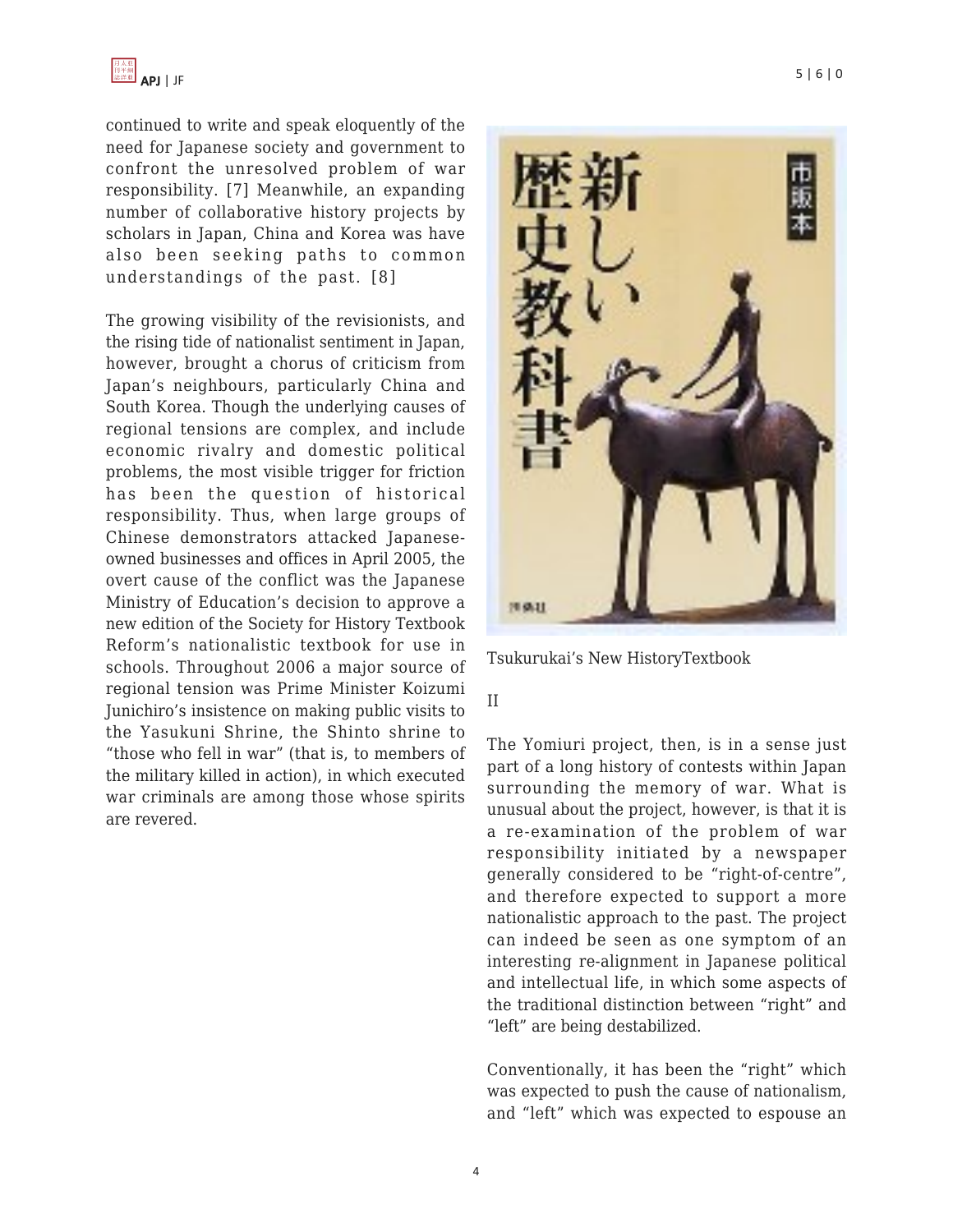continued to write and speak eloquently of the need for Japanese society and government to confront the unresolved problem of war responsibility. [7] Meanwhile, an expanding number of collaborative history projects by scholars in Japan, China and Korea was have also been seeking paths to common understandings of the past. [8]

The growing visibility of the revisionists, and the rising tide of nationalist sentiment in Japan, however, brought a chorus of criticism from Japan's neighbours, particularly China and South Korea. Though the underlying causes of regional tensions are complex, and include economic rivalry and domestic political problems, the most visible trigger for friction has been the question of historical responsibility. Thus, when large groups of Chinese demonstrators attacked Japanese-owned businesses and offices in April 2005, the overt cause of the conflict was the Japanese Ministry of Education's decision to approve a new edition of the Society for History Textbook Reform's nationalistic textbook for use in schools. Throughout 2006 a major source of regional tension was Prime Minister Koizumi Junichiro's insistence on making public visits to the Yasukuni Shrine, the Shinto shrine to "those who fell in war" (that is, to members of the military killed in action), in which executed war criminals are among those whose spirits are revered.

Tsukurukai's New HistoryTextbook

II

The Yomiuri project, then, is in a sense just part of a long history of contests within Japan surrounding the memory of war. What is unusual about the project, however, is that it is a re-examination of the problem of war responsibility initiated by a newspaper generally considered to be "right-of-centre", and therefore expected to support a more nationalistic approach to the past. The project can indeed be seen as one symptom of an interesting re-alignment in Japanese political and intellectual life, in which some aspects of the traditional distinction between "right" and "left" are being destabilized.

Conventionally, it has been the "right" which was expected to push the cause of nationalism, and "left" which was expected to espouse an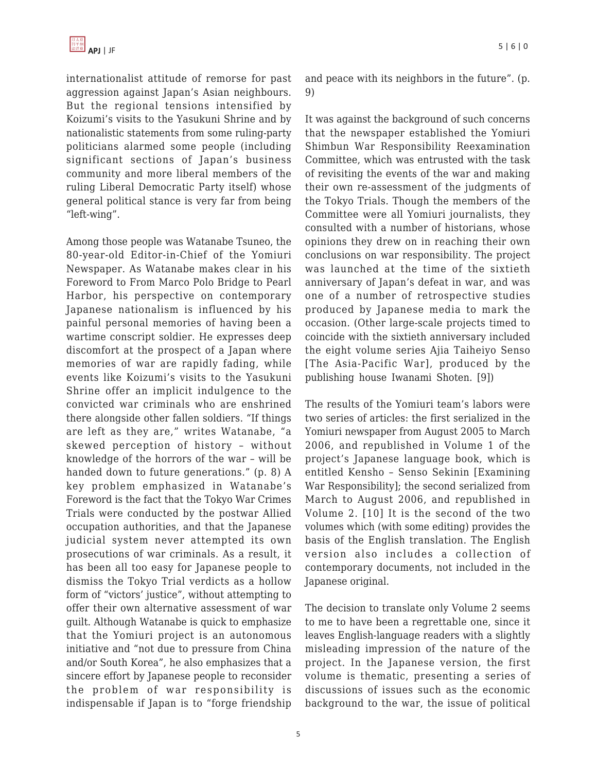internationalist attitude of remorse for past aggression against Japan's Asian neighbours. But the regional tensions intensified by Koizumi's visits to the Yasukuni Shrine and by nationalistic statements from some ruling-party politicians alarmed some people (including significant sections of Japan's business community and more liberal members of the ruling Liberal Democratic Party itself) whose general political stance is very far from being "left-wing".

Among those people was Watanabe Tsuneo, the 80-year-old Editor-in-Chief of the Yomiuri Newspaper. As Watanabe makes clear in his Foreword to From Marco Polo Bridge to Pearl Harbor, his perspective on contemporary Japanese nationalism is influenced by his painful personal memories of having been a wartime conscript soldier. He expresses deep discomfort at the prospect of a Japan where memories of war are rapidly fading, while events like Koizumi's visits to the Yasukuni Shrine offer an implicit indulgence to the convicted war criminals who are enshrined there alongside other fallen soldiers. "If things are left as they are," writes Watanabe, "a skewed perception of history – without knowledge of the horrors of the war – will be handed down to future generations." (p. 8) A key problem emphasized in Watanabe's Foreword is the fact that the Tokyo War Crimes Trials were conducted by the postwar Allied occupation authorities, and that the Japanese judicial system never attempted its own prosecutions of war criminals. As a result, it has been all too easy for Japanese people to dismiss the Tokyo Trial verdicts as a hollow form of "victors' justice", without attempting to offer their own alternative assessment of war guilt. Although Watanabe is quick to emphasize that the Yomiuri project is an autonomous initiative and "not due to pressure from China and/or South Korea", he also emphasizes that a sincere effort by Japanese people to reconsider the problem of war responsibility is indispensable if Japan is to "forge friendship and peace with its neighbors in the future". (p. 9)

It was against the background of such concerns that the newspaper established the Yomiuri Shimbun War Responsibility Reexamination Committee, which was entrusted with the task of revisiting the events of the war and making their own re-assessment of the judgments of the Tokyo Trials. Though the members of the Committee were all Yomiuri journalists, they consulted with a number of historians, whose opinions they drew on in reaching their own conclusions on war responsibility. The project was launched at the time of the sixtieth anniversary of Japan's defeat in war, and was one of a number of retrospective studies produced by Japanese media to mark the occasion. (Other large-scale projects timed to coincide with the sixtieth anniversary included the eight volume series Ajia Taiheiyo Senso [The Asia-Pacific War], produced by the publishing house Iwanami Shoten. [9])

The results of the Yomiuri team's labors were two series of articles: the first serialized in the Yomiuri newspaper from August 2005 to March 2006, and republished in Volume 1 of the project's Japanese language book, which is entitled Kensho – Senso Sekinin [Examining War Responsibility]; the second serialized from March to August 2006, and republished in Volume 2. [10] It is the second of the two volumes which (with some editing) provides the basis of the English translation. The English version also includes a collection of contemporary documents, not included in the Japanese original.

The decision to translate only Volume 2 seems to me to have been a regrettable one, since it leaves English-language readers with a slightly misleading impression of the nature of the project. In the Japanese version, the first volume is thematic, presenting a series of discussions of issues such as the economic background to the war, the issue of political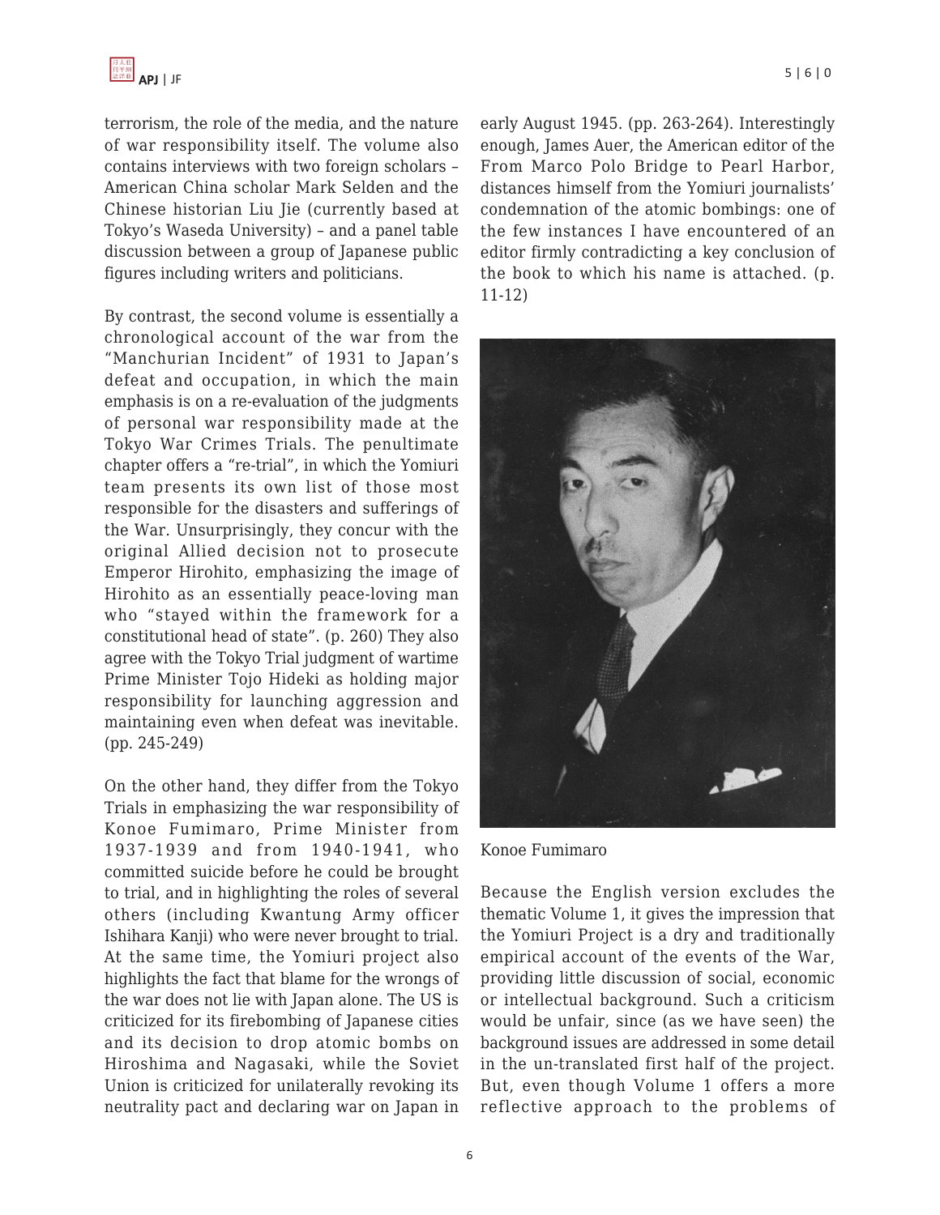terrorism, the role of the media, and the nature of war responsibility itself. The volume also contains interviews with two foreign scholars – American China scholar Mark Selden and the Chinese historian Liu Jie (currently based at Tokyo's Waseda University) – and a panel table discussion between a group of Japanese public figures including writers and politicians.

By contrast, the second volume is essentially a chronological account of the war from the "Manchurian Incident" of 1931 to Japan's defeat and occupation, in which the main emphasis is on a re-evaluation of the judgments of personal war responsibility made at the Tokyo War Crimes Trials. The penultimate chapter offers a "re-trial", in which the Yomiuri team presents its own list of those most responsible for the disasters and sufferings of the War. Unsurprisingly, they concur with the original Allied decision not to prosecute Emperor Hirohito, emphasizing the image of Hirohito as an essentially peace-loving man who "stayed within the framework for a constitutional head of state". (p. 260) They also agree with the Tokyo Trial judgment of wartime Prime Minister Tojo Hideki as holding major responsibility for launching aggression and maintaining even when defeat was inevitable. (pp. 245-249)

On the other hand, they differ from the Tokyo Trials in emphasizing the war responsibility of Konoe Fumimaro, Prime Minister from 1937-1939 and from 1940-1941, who committed suicide before he could be brought to trial, and in highlighting the roles of several others (including Kwantung Army officer Ishihara Kanji) who were never brought to trial. At the same time, the Yomiuri project also highlights the fact that blame for the wrongs of the war does not lie with Japan alone. The US is criticized for its firebombing of Japanese cities and its decision to drop atomic bombs on Hiroshima and Nagasaki, while the Soviet Union is criticized for unilaterally revoking its neutrality pact and declaring war on Japan in early August 1945. (pp. 263-264). Interestingly enough, James Auer, the American editor of the From Marco Polo Bridge to Pearl Harbor, distances himself from the Yomiuri journalists' condemnation of the atomic bombings: one of the few instances I have encountered of an editor firmly contradicting a key conclusion of the book to which his name is attached. (p. 11-12)

Konoe Fumimaro

Because the English version excludes the thematic Volume 1, it gives the impression that the Yomiuri Project is a dry and traditionally empirical account of the events of the War, providing little discussion of social, economic or intellectual background. Such a criticism would be unfair, since (as we have seen) the background issues are addressed in some detail in the un-translated first half of the project. But, even though Volume 1 offers a more reflective approach to the problems of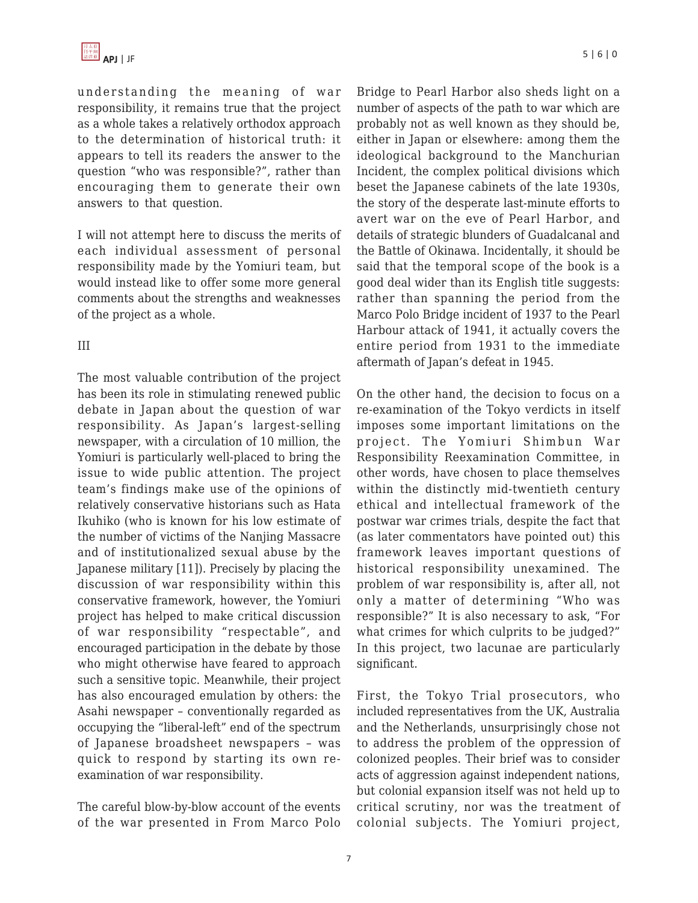understanding the meaning of war responsibility, it remains true that the project as a whole takes a relatively orthodox approach to the determination of historical truth: it appears to tell its readers the answer to the question "who was responsible?", rather than encouraging them to generate their own answers to that question.

I will not attempt here to discuss the merits of each individual assessment of personal responsibility made by the Yomiuri team, but would instead like to offer some more general comments about the strengths and weaknesses of the project as a whole.

III

The most valuable contribution of the project has been its role in stimulating renewed public debate in Japan about the question of war responsibility. As Japan's largest-selling newspaper, with a circulation of 10 million, the Yomiuri is particularly well-placed to bring the issue to wide public attention. The project team's findings make use of the opinions of relatively conservative historians such as Hata Ikuhiko (who is known for his low estimate of the number of victims of the Nanjing Massacre and of institutionalized sexual abuse by the Japanese military [11]). Precisely by placing the discussion of war responsibility within this conservative framework, however, the Yomiuri project has helped to make critical discussion of war responsibility "respectable", and encouraged participation in the debate by those who might otherwise have feared to approach such a sensitive topic. Meanwhile, their project has also encouraged emulation by others: the Asahi newspaper – conventionally regarded as occupying the "liberal-left" end of the spectrum of Japanese broadsheet newspapers – was quick to respond by starting its own re-examination of war responsibility.

The careful blow-by-blow account of the events of the war presented in From Marco Polo Bridge to Pearl Harbor also sheds light on a number of aspects of the path to war which are probably not as well known as they should be, either in Japan or elsewhere: among them the ideological background to the Manchurian Incident, the complex political divisions which beset the Japanese cabinets of the late 1930s, the story of the desperate last-minute efforts to avert war on the eve of Pearl Harbor, and details of strategic blunders of Guadalcanal and the Battle of Okinawa. Incidentally, it should be said that the temporal scope of the book is a good deal wider than its English title suggests: rather than spanning the period from the Marco Polo Bridge incident of 1937 to the Pearl Harbour attack of 1941, it actually covers the entire period from 1931 to the immediate aftermath of Japan's defeat in 1945.

On the other hand, the decision to focus on a re-examination of the Tokyo verdicts in itself imposes some important limitations on the project. The Yomiuri Shimbun War Responsibility Reexamination Committee, in other words, have chosen to place themselves within the distinctly mid-twentieth century ethical and intellectual framework of the postwar war crimes trials, despite the fact that (as later commentators have pointed out) this framework leaves important questions of historical responsibility unexamined. The problem of war responsibility is, after all, not only a matter of determining "Who was responsible?" It is also necessary to ask, "For what crimes for which culprits to be judged?" In this project, two lacunae are particularly significant.

First, the Tokyo Trial prosecutors, who included representatives from the UK, Australia and the Netherlands, unsurprisingly chose not to address the problem of the oppression of colonized peoples. Their brief was to consider acts of aggression against independent nations, but colonial expansion itself was not held up to critical scrutiny, nor was the treatment of colonial subjects. The Yomiuri project,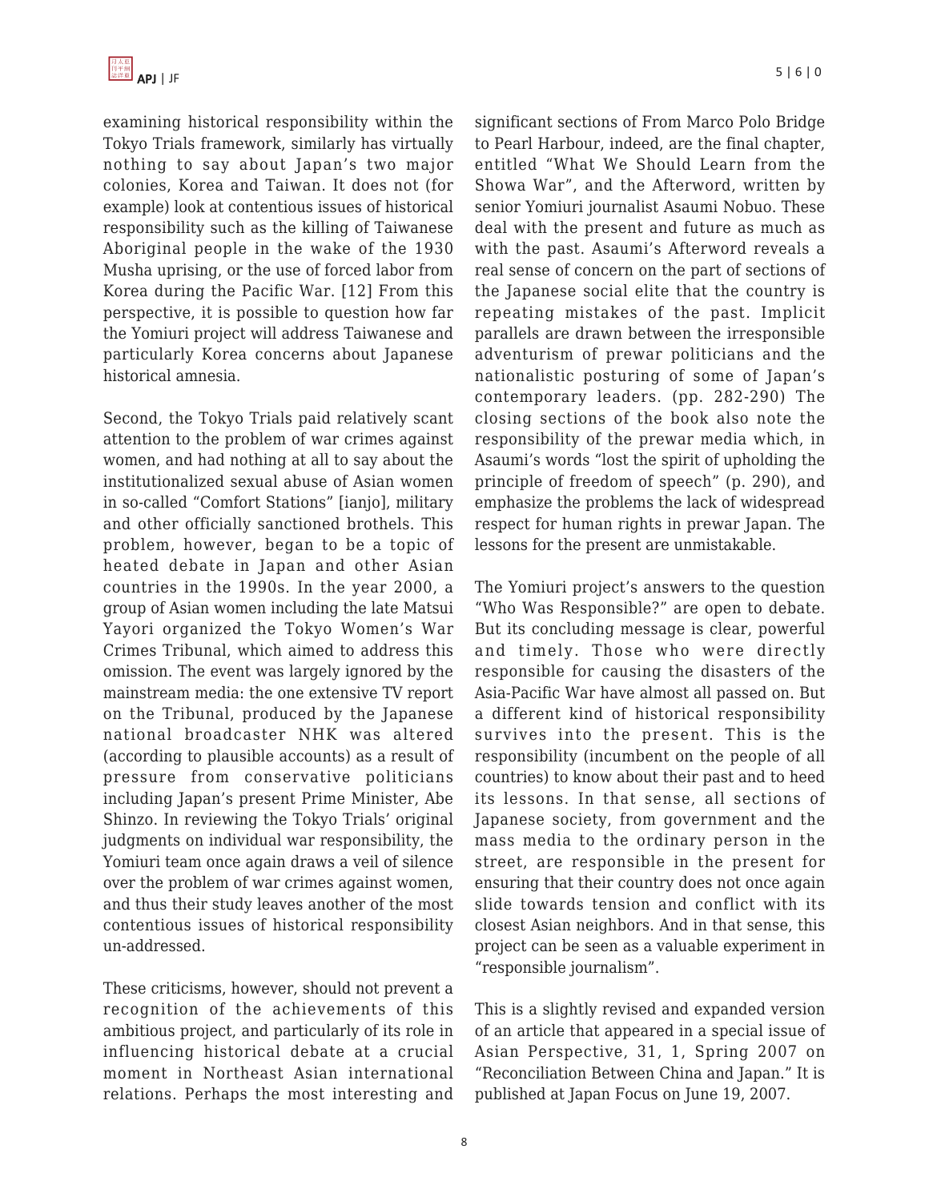examining historical responsibility within the Tokyo Trials framework, similarly has virtually nothing to say about Japan's two major colonies, Korea and Taiwan. It does not (for example) look at contentious issues of historical responsibility such as the killing of Taiwanese Aboriginal people in the wake of the 1930 Musha uprising, or the use of forced labor from Korea during the Pacific War. [12] From this perspective, it is possible to question how far the Yomiuri project will address Taiwanese and particularly Korea concerns about Japanese historical amnesia.

Second, the Tokyo Trials paid relatively scant attention to the problem of war crimes against women, and had nothing at all to say about the institutionalized sexual abuse of Asian women in so-called "Comfort Stations" [ianjo], military and other officially sanctioned brothels. This problem, however, began to be a topic of heated debate in Japan and other Asian countries in the 1990s. In the year 2000, a group of Asian women including the late Matsui Yayori organized the Tokyo Women's War Crimes Tribunal, which aimed to address this omission. The event was largely ignored by the mainstream media: the one extensive TV report on the Tribunal, produced by the Japanese national broadcaster NHK was altered (according to plausible accounts) as a result of pressure from conservative politicians including Japan's present Prime Minister, Abe Shinzo. In reviewing the Tokyo Trials' original judgments on individual war responsibility, the Yomiuri team once again draws a veil of silence over the problem of war crimes against women, and thus their study leaves another of the most contentious issues of historical responsibility un-addressed.

These criticisms, however, should not prevent a recognition of the achievements of this ambitious project, and particularly of its role in influencing historical debate at a crucial moment in Northeast Asian international relations. Perhaps the most interesting and significant sections of From Marco Polo Bridge to Pearl Harbour, indeed, are the final chapter, entitled "What We Should Learn from the Showa War", and the Afterword, written by senior Yomiuri journalist Asaumi Nobuo. These deal with the present and future as much as with the past. Asaumi's Afterword reveals a real sense of concern on the part of sections of the Japanese social elite that the country is repeating mistakes of the past. Implicit parallels are drawn between the irresponsible adventurism of prewar politicians and the nationalistic posturing of some of Japan's contemporary leaders. (pp. 282-290) The closing sections of the book also note the responsibility of the prewar media which, in Asaumi's words "lost the spirit of upholding the principle of freedom of speech" (p. 290), and emphasize the problems the lack of widespread respect for human rights in prewar Japan. The lessons for the present are unmistakable.

The Yomiuri project's answers to the question "Who Was Responsible?" are open to debate. But its concluding message is clear, powerful and timely. Those who were directly responsible for causing the disasters of the Asia-Pacific War have almost all passed on. But a different kind of historical responsibility survives into the present. This is the responsibility (incumbent on the people of all countries) to know about their past and to heed its lessons. In that sense, all sections of Japanese society, from government and the mass media to the ordinary person in the street, are responsible in the present for ensuring that their country does not once again slide towards tension and conflict with its closest Asian neighbors. And in that sense, this project can be seen as a valuable experiment in "responsible journalism".

This is a slightly revised and expanded version of an article that appeared in a special issue of Asian Perspective, 31, 1, Spring 2007 on "Reconciliation Between China and Japan." It is published at Japan Focus on June 19, 2007.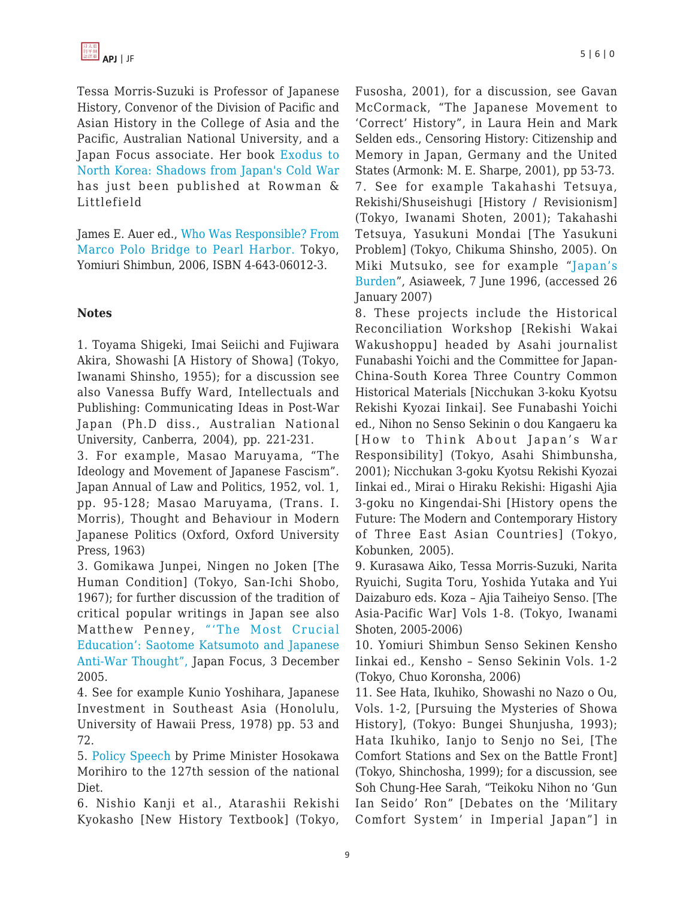Tessa Morris-Suzuki is Professor of Japanese History, Convenor of the Division of Pacific and Asian History in the College of Asia and the Pacific, Australian National University, and a Japan Focus associate. Her book Exodus to North Korea: Shadows from Japan's Cold War has just been published at Rowman & Littlefield

James E. Auer ed., Who Was Responsible? From Marco Polo Bridge to Pearl Harbor. Tokyo, Yomiuri Shimbun, 2006, ISBN 4-643-06012-3.

**Notes**

1. Toyama Shigeki, Imai Seiichi and Fujiwara Akira, Showashi [A History of Showa] (Tokyo, Iwanami Shinsho, 1955); for a discussion see also Vanessa Buffy Ward, Intellectuals and Publishing: Communicating Ideas in Post-War Japan (Ph.D diss., Australian National University, Canberra, 2004), pp. 221-231.

3. For example, Masao Maruyama, "The Ideology and Movement of Japanese Fascism". Japan Annual of Law and Politics, 1952, vol. 1, pp. 95-128; Masao Maruyama, (Trans. I. Morris), Thought and Behaviour in Modern Japanese Politics (Oxford, Oxford University Press, 1963)

3. Gomikawa Junpei, Ningen no Joken [The Human Condition] (Tokyo, San-Ichi Shobo, 1967); for further discussion of the tradition of critical popular writings in Japan see also Matthew Penney, "'The Most Crucial Education': Saotome Katsumoto and Japanese Anti-War Thought", Japan Focus, 3 December 2005.

4. See for example Kunio Yoshihara, Japanese Investment in Southeast Asia (Honolulu, University of Hawaii Press, 1978) pp. 53 and 72.

5. Policy Speech by Prime Minister Hosokawa Morihiro to the 127th session of the national Diet.

6. Nishio Kanji et al., Atarashii Rekishi Kyokasho [New History Textbook] (Tokyo, Fusosha, 2001), for a discussion, see Gavan McCormack, "The Japanese Movement to 'Correct' History", in Laura Hein and Mark Selden eds., Censoring History: Citizenship and Memory in Japan, Germany and the United States (Armonk: M. E. Sharpe, 2001), pp 53-73.

7. See for example Takahashi Tetsuya, Rekishi/Shuseishugi [History / Revisionism] (Tokyo, Iwanami Shoten, 2001); Takahashi Tetsuya, Yasukuni Mondai [The Yasukuni Problem] (Tokyo, Chikuma Shinsho, 2005). On Miki Mutsuko, see for example "Japan's Burden", Asiaweek, 7 June 1996, (accessed 26 January 2007)

8. These projects include the Historical Reconciliation Workshop [Rekishi Wakai Wakushoppu] headed by Asahi journalist Funabashi Yoichi and the Committee for Japan-China-South Korea Three Country Common Historical Materials [Nicchukan 3-koku Kyotsu Rekishi Kyozai Iinkai]. See Funabashi Yoichi ed., Nihon no Senso Sekinin o dou Kangaeru ka [How to Think About Japan's War Responsibility] (Tokyo, Asahi Shimbunsha, 2001); Nicchukan 3-goku Kyotsu Rekishi Kyozai Iinkai ed., Mirai o Hiraku Rekishi: Higashi Ajia 3-goku no Kingendai-Shi [History opens the Future: The Modern and Contemporary History of Three East Asian Countries] (Tokyo, Kobunken, 2005).

9. Kurasawa Aiko, Tessa Morris-Suzuki, Narita Ryuichi, Sugita Toru, Yoshida Yutaka and Yui Daizaburo eds. Koza – Ajia Taiheiyo Senso. [The Asia-Pacific War] Vols 1-8. (Tokyo, Iwanami Shoten, 2005-2006)

10. Yomiuri Shimbun Senso Sekinen Kensho Iinkai ed., Kensho – Senso Sekinin Vols. 1-2 (Tokyo, Chuo Koronsha, 2006)

11. See Hata, Ikuhiko, Showashi no Nazo o Ou, Vols. 1-2, [Pursuing the Mysteries of Showa History], (Tokyo: Bungei Shunjusha, 1993); Hata Ikuhiko, Ianjo to Senjo no Sei, [The Comfort Stations and Sex on the Battle Front] (Tokyo, Shinchosha, 1999); for a discussion, see Soh Chung-Hee Sarah, "Teikoku Nihon no 'Gun Ian Seido' Ron" [Debates on the 'Military Comfort System' in Imperial Japan"] in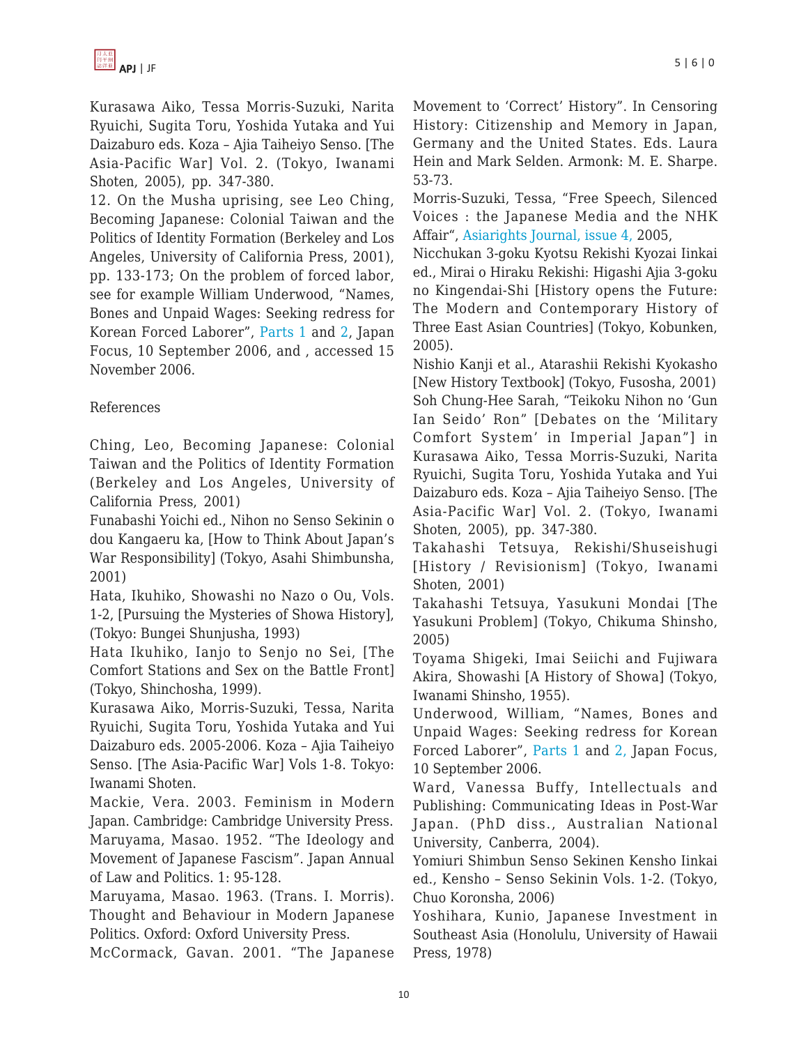Kurasawa Aiko, Tessa Morris-Suzuki, Narita Ryuichi, Sugita Toru, Yoshida Yutaka and Yui Daizaburo eds. Koza – Ajia Taiheiyo Senso. [The Asia-Pacific War] Vol. 2. (Tokyo, Iwanami Shoten, 2005), pp. 347-380.

12. On the Musha uprising, see Leo Ching, Becoming Japanese: Colonial Taiwan and the Politics of Identity Formation (Berkeley and Los Angeles, University of California Press, 2001), pp. 133-173; On the problem of forced labor, see for example William Underwood, "Names, Bones and Unpaid Wages: Seeking redress for Korean Forced Laborer", Parts 1 and 2, Japan Focus, 10 September 2006, and , accessed 15 November 2006.

References

Ching, Leo, Becoming Japanese: Colonial Taiwan and the Politics of Identity Formation (Berkeley and Los Angeles, University of California Press, 2001)

Funabashi Yoichi ed., Nihon no Senso Sekinin o dou Kangaeru ka, [How to Think About Japan's War Responsibility] (Tokyo, Asahi Shimbunsha, 2001)

Hata, Ikuhiko, Showashi no Nazo o Ou, Vols. 1-2, [Pursuing the Mysteries of Showa History], (Tokyo: Bungei Shunjusha, 1993)

Hata Ikuhiko, Ianjo to Senjo no Sei, [The Comfort Stations and Sex on the Battle Front] (Tokyo, Shinchosha, 1999).

Kurasawa Aiko, Morris-Suzuki, Tessa, Narita Ryuichi, Sugita Toru, Yoshida Yutaka and Yui Daizaburo eds. 2005-2006. Koza – Ajia Taiheiyo Senso. [The Asia-Pacific War] Vols 1-8. Tokyo: Iwanami Shoten.

Mackie, Vera. 2003. Feminism in Modern Japan. Cambridge: Cambridge University Press.

Maruyama, Masao. 1952. "The Ideology and Movement of Japanese Fascism". Japan Annual of Law and Politics. 1: 95-128.

Maruyama, Masao. 1963. (Trans. I. Morris). Thought and Behaviour in Modern Japanese Politics. Oxford: Oxford University Press.

McCormack, Gavan. 2001. "The Japanese Movement to 'Correct' History". In Censoring History: Citizenship and Memory in Japan, Germany and the United States. Eds. Laura Hein and Mark Selden. Armonk: M. E. Sharpe. 53-73.

Morris-Suzuki, Tessa, "Free Speech, Silenced Voices : the Japanese Media and the NHK Affair", Asiarights Journal, issue 4, 2005,

Nicchukan 3-goku Kyotsu Rekishi Kyozai Iinkai ed., Mirai o Hiraku Rekishi: Higashi Ajia 3-goku no Kingendai-Shi [History opens the Future: The Modern and Contemporary History of Three East Asian Countries] (Tokyo, Kobunken, 2005).

Nishio Kanji et al., Atarashii Rekishi Kyokasho [New History Textbook] (Tokyo, Fusosha, 2001)

Soh Chung-Hee Sarah, "Teikoku Nihon no 'Gun Ian Seido' Ron" [Debates on the 'Military Comfort System' in Imperial Japan"] in Kurasawa Aiko, Tessa Morris-Suzuki, Narita Ryuichi, Sugita Toru, Yoshida Yutaka and Yui Daizaburo eds. Koza – Ajia Taiheiyo Senso. [The Asia-Pacific War] Vol. 2. (Tokyo, Iwanami Shoten, 2005), pp. 347-380.

Takahashi Tetsuya, Rekishi/Shuseishugi [History / Revisionism] (Tokyo, Iwanami Shoten, 2001)

Takahashi Tetsuya, Yasukuni Mondai [The Yasukuni Problem] (Tokyo, Chikuma Shinsho, 2005)

Toyama Shigeki, Imai Seiichi and Fujiwara Akira, Showashi [A History of Showa] (Tokyo, Iwanami Shinsho, 1955).

Underwood, William, "Names, Bones and Unpaid Wages: Seeking redress for Korean Forced Laborer", Parts 1 and 2, Japan Focus, 10 September 2006.

Ward, Vanessa Buffy, Intellectuals and Publishing: Communicating Ideas in Post-War Japan. (PhD diss., Australian National University, Canberra, 2004).

Yomiuri Shimbun Senso Sekinen Kensho Iinkai ed., Kensho – Senso Sekinin Vols. 1-2. (Tokyo, Chuo Koronsha, 2006)

Yoshihara, Kunio, Japanese Investment in Southeast Asia (Honolulu, University of Hawaii Press, 1978)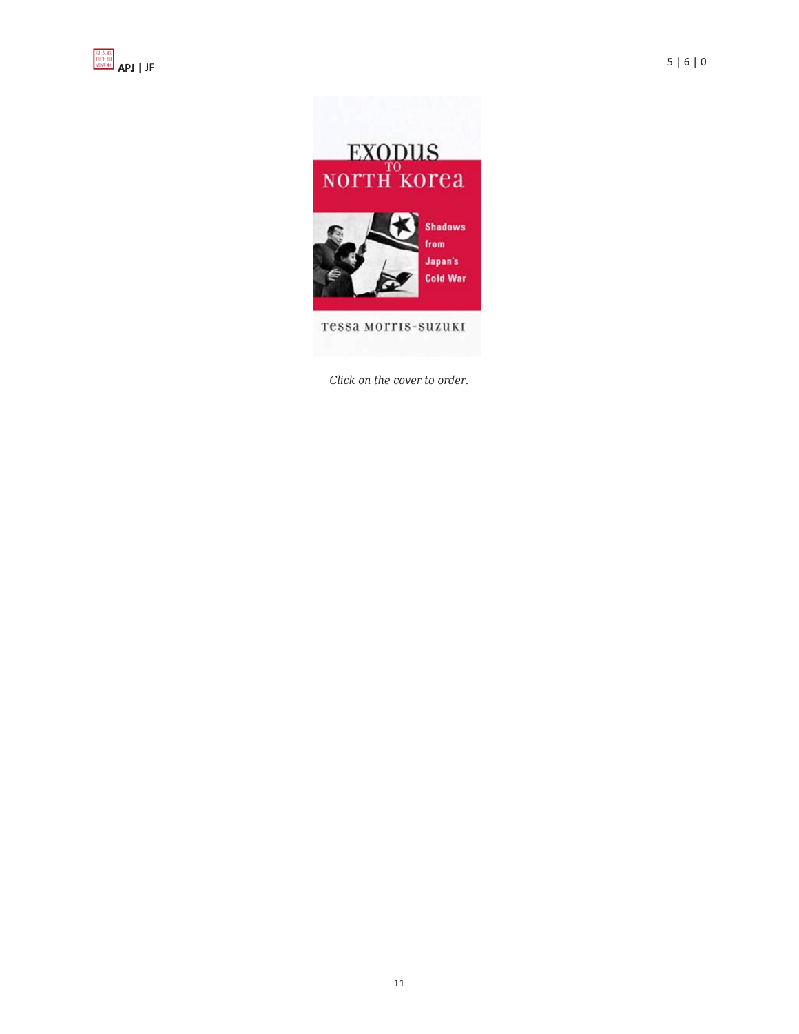*Click on the cover to order.*